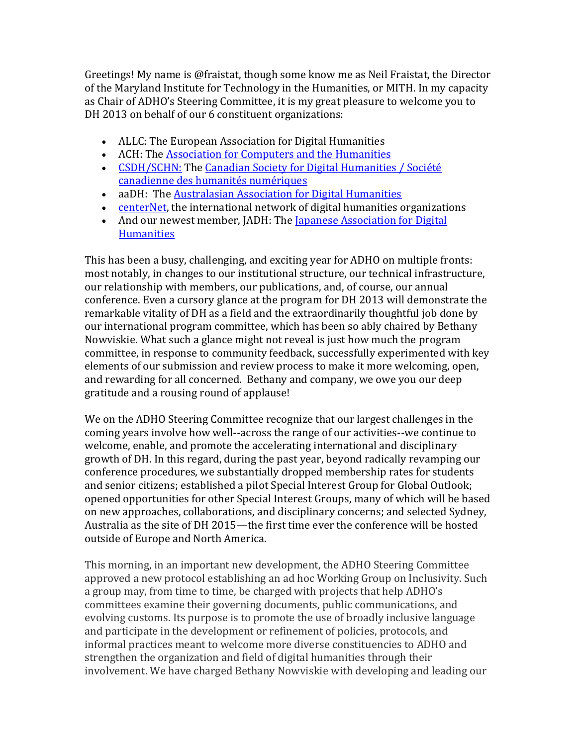Greetings! My name is @fraistat, though some know me as Neil Fraistat, the Director of the Maryland Institute for Technology in the Humanities, or MITH. In my capacity as Chair of ADHO's Steering Committee, it is my great pleasure to welcome you to DH 2013 on behalf of our 6 constituent organizations:

- ALLC: The European Association for Digital Humanities
- ACH: The Association for Computers and the Humanities
- CSDH/SCHN: The Canadian Society for Digital Humanities / Société canadienne des humanités numériques
- aaDH: The Australasian Association for Digital Humanities
- centerNet, the international network of digital humanities organizations
- And our newest member, JADH: The Japanese Association for Digital Humanities

This has been a busy, challenging, and exciting year for ADHO on multiple fronts: most notably, in changes to our institutional structure, our technical infrastructure, our relationship with members, our publications, and, of course, our annual conference. Even a cursory glance at the program for DH 2013 will demonstrate the remarkable vitality of DH as a field and the extraordinarily thoughtful job done by our international program committee, which has been so ably chaired by Bethany Nowviskie. What such a glance might not reveal is just how much the program committee, in response to community feedback, successfully experimented with key elements of our submission and review process to make it more welcoming, open, and rewarding for all concerned. Bethany and company, we owe you our deep gratitude and a rousing round of applause!

We on the ADHO Steering Committee recognize that our largest challenges in the coming years involve how well--across the range of our activities--we continue to welcome, enable, and promote the accelerating international and disciplinary growth of DH. In this regard, during the past year, beyond radically revamping our conference procedures, we substantially dropped membership rates for students and senior citizens; established a pilot Special Interest Group for Global Outlook; opened opportunities for other Special Interest Groups, many of which will be based on new approaches, collaborations, and disciplinary concerns; and selected Sydney, Australia as the site of DH 2015—the first time ever the conference will be hosted outside of Europe and North America.

This morning, in an important new development, the ADHO Steering Committee approved a new protocol establishing an ad hoc Working Group on Inclusivity. Such a group may, from time to time, be charged with projects that help ADHO's committees examine their governing documents, public communications, and evolving customs. Its purpose is to promote the use of broadly inclusive language and participate in the development or refinement of policies, protocols, and informal practices meant to welcome more diverse constituencies to ADHO and strengthen the organization and field of digital humanities through their involvement. We have charged Bethany Nowviskie with developing and leading our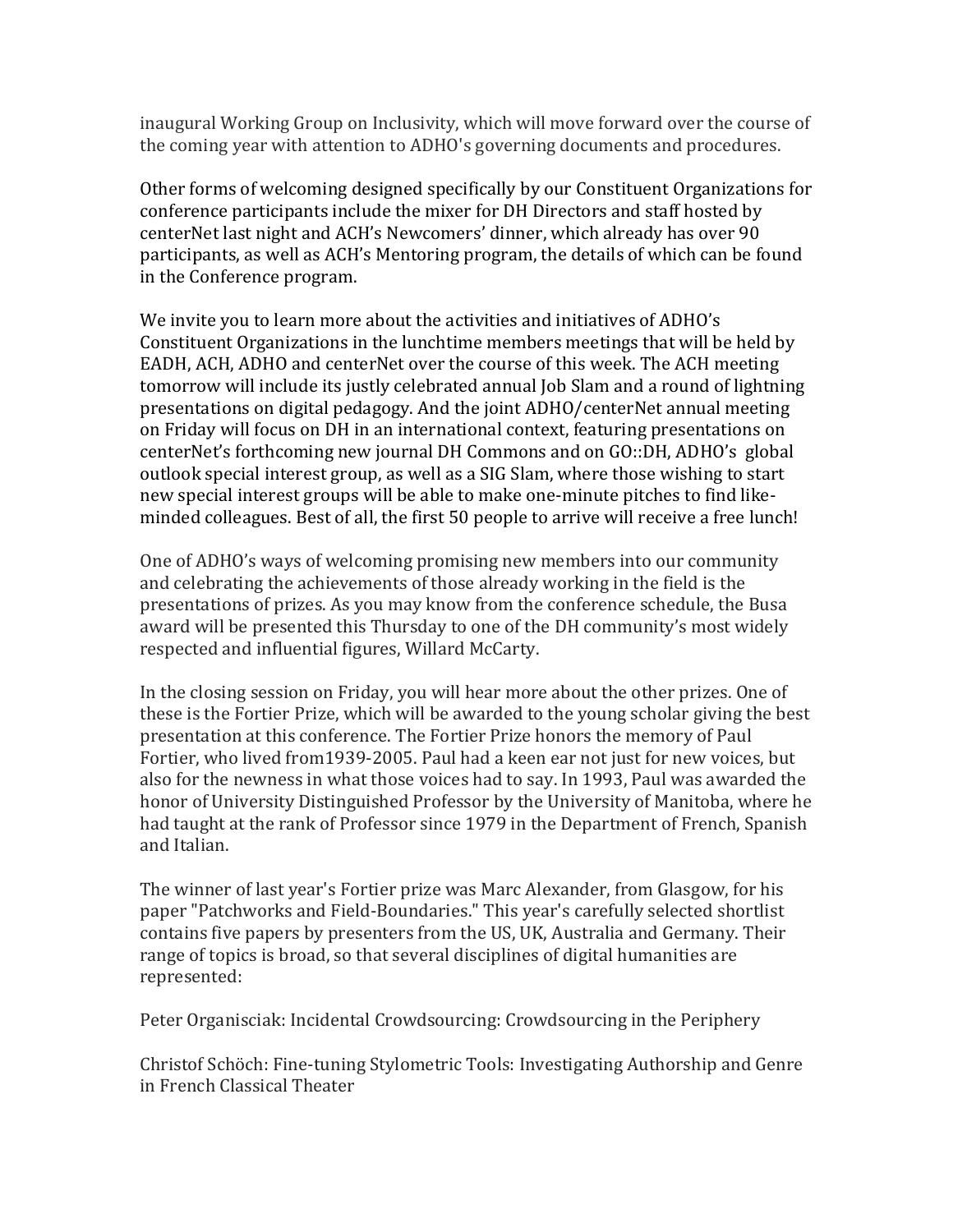inaugural Working Group on Inclusivity, which will move forward over the course of the coming year with attention to ADHO's governing documents and procedures.

Other forms of welcoming designed specifically by our Constituent Organizations for conference participants include the mixer for DH Directors and staff hosted by centerNet last night and ACH's Newcomers' dinner, which already has over 90 participants, as well as ACH's Mentoring program, the details of which can be found in the Conference program.

We invite you to learn more about the activities and initiatives of ADHO's Constituent Organizations in the lunchtime members meetings that will be held by EADH, ACH, ADHO and centerNet over the course of this week. The ACH meeting tomorrow will include its justly celebrated annual Job Slam and a round of lightning presentations on digital pedagogy. And the joint ADHO/centerNet annual meeting on Friday will focus on DH in an international context, featuring presentations on centerNet's forthcoming new journal DH Commons and on GO::DH, ADHO's global outlook special interest group, as well as a SIG Slam, where those wishing to start new special interest groups will be able to make one-minute pitches to find like-minded colleagues. Best of all, the first 50 people to arrive will receive a free lunch!

One of ADHO's ways of welcoming promising new members into our community and celebrating the achievements of those already working in the field is the presentations of prizes. As you may know from the conference schedule, the Busa award will be presented this Thursday to one of the DH community's most widely respected and influential figures, Willard McCarty.

In the closing session on Friday, you will hear more about the other prizes. One of these is the Fortier Prize, which will be awarded to the young scholar giving the best presentation at this conference. The Fortier Prize honors the memory of Paul Fortier, who lived from1939-2005. Paul had a keen ear not just for new voices, but also for the newness in what those voices had to say. In 1993, Paul was awarded the honor of University Distinguished Professor by the University of Manitoba, where he had taught at the rank of Professor since 1979 in the Department of French, Spanish and Italian.

The winner of last year's Fortier prize was Marc Alexander, from Glasgow, for his paper "Patchworks and Field-Boundaries." This year's carefully selected shortlist contains five papers by presenters from the US, UK, Australia and Germany. Their range of topics is broad, so that several disciplines of digital humanities are represented:

Peter Organisciak: Incidental Crowdsourcing: Crowdsourcing in the Periphery

Christof Schöch: Fine-tuning Stylometric Tools: Investigating Authorship and Genre in French Classical Theater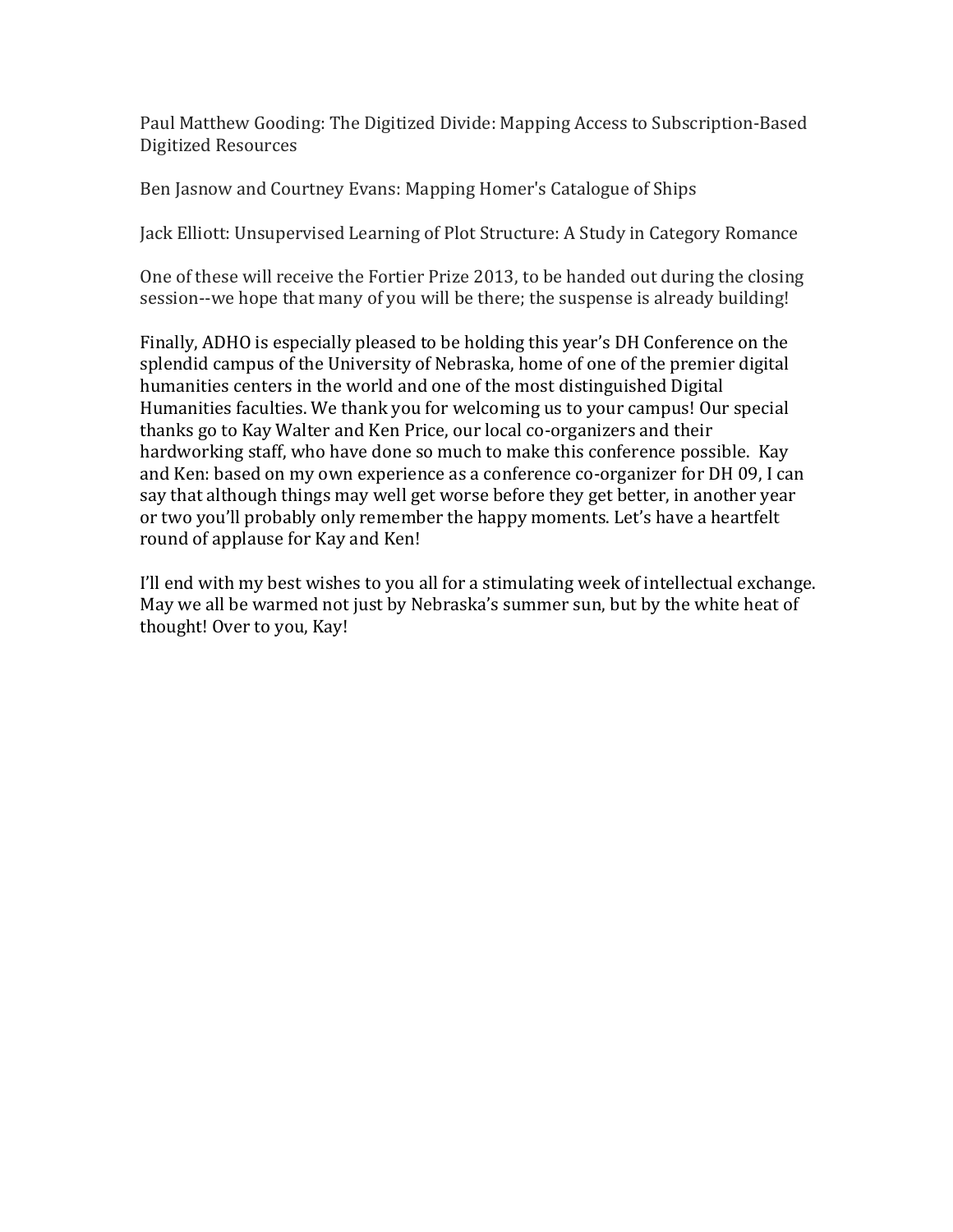Paul Matthew Gooding: The Digitized Divide: Mapping Access to Subscription-Based Digitized Resources

Ben Jasnow and Courtney Evans: Mapping Homer's Catalogue of Ships

Jack Elliott: Unsupervised Learning of Plot Structure: A Study in Category Romance

One of these will receive the Fortier Prize 2013, to be handed out during the closing session--we hope that many of you will be there; the suspense is already building!

Finally, ADHO is especially pleased to be holding this year's DH Conference on the splendid campus of the University of Nebraska, home of one of the premier digital humanities centers in the world and one of the most distinguished Digital Humanities faculties. We thank you for welcoming us to your campus! Our special thanks go to Kay Walter and Ken Price, our local co-organizers and their hardworking staff, who have done so much to make this conference possible. Kay and Ken: based on my own experience as a conference co-organizer for DH 09, I can say that although things may well get worse before they get better, in another year or two you'll probably only remember the happy moments. Let's have a heartfelt round of applause for Kay and Ken!

I'll end with my best wishes to you all for a stimulating week of intellectual exchange. May we all be warmed not just by Nebraska's summer sun, but by the white heat of thought! Over to you, Kay!